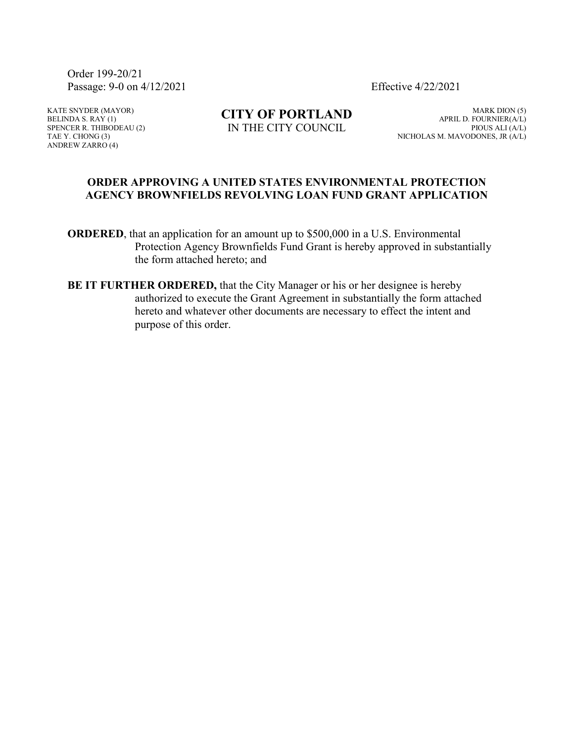Order 199-20/21
Passage: 9-0 on 4/12/2021

Effective 4/22/2021

KATE SNYDER (MAYOR)
BELINDA S. RAY (1)
SPENCER R. THIBODEAU (2)
TAE Y. CHONG (3)
ANDREW ZARRO (4)

**CITY OF PORTLAND**
IN THE CITY COUNCIL

MARK DION (5)
APRIL D. FOURNIER(A/L)
PIOUS ALI (A/L)
NICHOLAS M. MAVODONES, JR (A/L)

## ORDER APPROVING A UNITED STATES ENVIRONMENTAL PROTECTION AGENCY BROWNFIELDS REVOLVING LOAN FUND GRANT APPLICATION

**ORDERED**, that an application for an amount up to $500,000 in a U.S. Environmental Protection Agency Brownfields Fund Grant is hereby approved in substantially the form attached hereto; and

**BE IT FURTHER ORDERED,** that the City Manager or his or her designee is hereby authorized to execute the Grant Agreement in substantially the form attached hereto and whatever other documents are necessary to effect the intent and purpose of this order.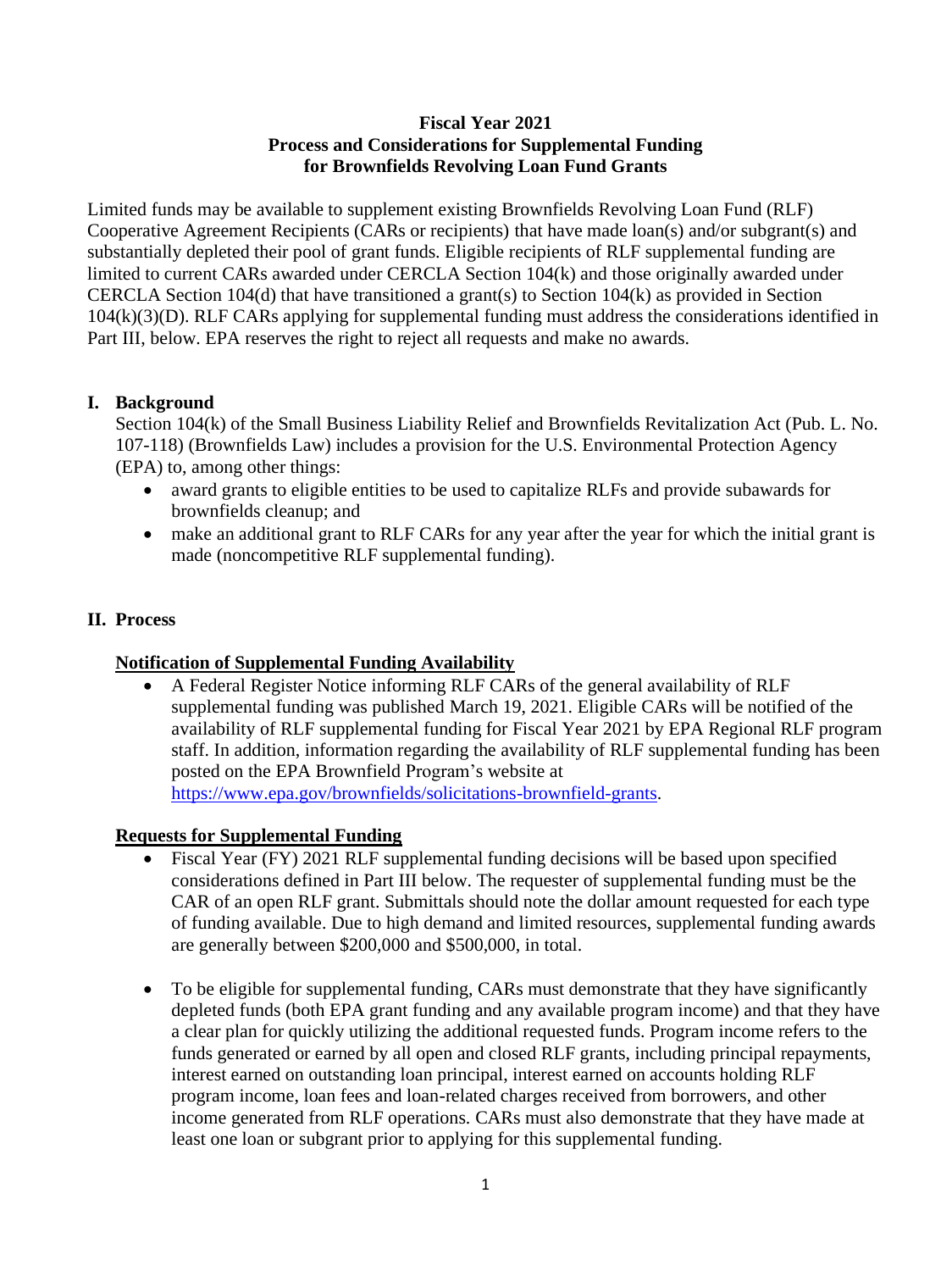**Fiscal Year 2021**
**Process and Considerations for Supplemental Funding**
**for Brownfields Revolving Loan Fund Grants**

Limited funds may be available to supplement existing Brownfields Revolving Loan Fund (RLF) Cooperative Agreement Recipients (CARs or recipients) that have made loan(s) and/or subgrant(s) and substantially depleted their pool of grant funds. Eligible recipients of RLF supplemental funding are limited to current CARs awarded under CERCLA Section 104(k) and those originally awarded under CERCLA Section 104(d) that have transitioned a grant(s) to Section 104(k) as provided in Section 104(k)(3)(D). RLF CARs applying for supplemental funding must address the considerations identified in Part III, below. EPA reserves the right to reject all requests and make no awards.

## I. Background

Section 104(k) of the Small Business Liability Relief and Brownfields Revitalization Act (Pub. L. No. 107-118) (Brownfields Law) includes a provision for the U.S. Environmental Protection Agency (EPA) to, among other things:

- award grants to eligible entities to be used to capitalize RLFs and provide subawards for brownfields cleanup; and
- make an additional grant to RLF CARs for any year after the year for which the initial grant is made (noncompetitive RLF supplemental funding).

## II. Process

**Notification of Supplemental Funding Availability**

- A Federal Register Notice informing RLF CARs of the general availability of RLF supplemental funding was published March 19, 2021. Eligible CARs will be notified of the availability of RLF supplemental funding for Fiscal Year 2021 by EPA Regional RLF program staff. In addition, information regarding the availability of RLF supplemental funding has been posted on the EPA Brownfield Program's website at https://www.epa.gov/brownfields/solicitations-brownfield-grants.

**Requests for Supplemental Funding**

- Fiscal Year (FY) 2021 RLF supplemental funding decisions will be based upon specified considerations defined in Part III below. The requester of supplemental funding must be the CAR of an open RLF grant. Submittals should note the dollar amount requested for each type of funding available. Due to high demand and limited resources, supplemental funding awards are generally between $200,000 and $500,000, in total.

- To be eligible for supplemental funding, CARs must demonstrate that they have significantly depleted funds (both EPA grant funding and any available program income) and that they have a clear plan for quickly utilizing the additional requested funds. Program income refers to the funds generated or earned by all open and closed RLF grants, including principal repayments, interest earned on outstanding loan principal, interest earned on accounts holding RLF program income, loan fees and loan-related charges received from borrowers, and other income generated from RLF operations. CARs must also demonstrate that they have made at least one loan or subgrant prior to applying for this supplemental funding.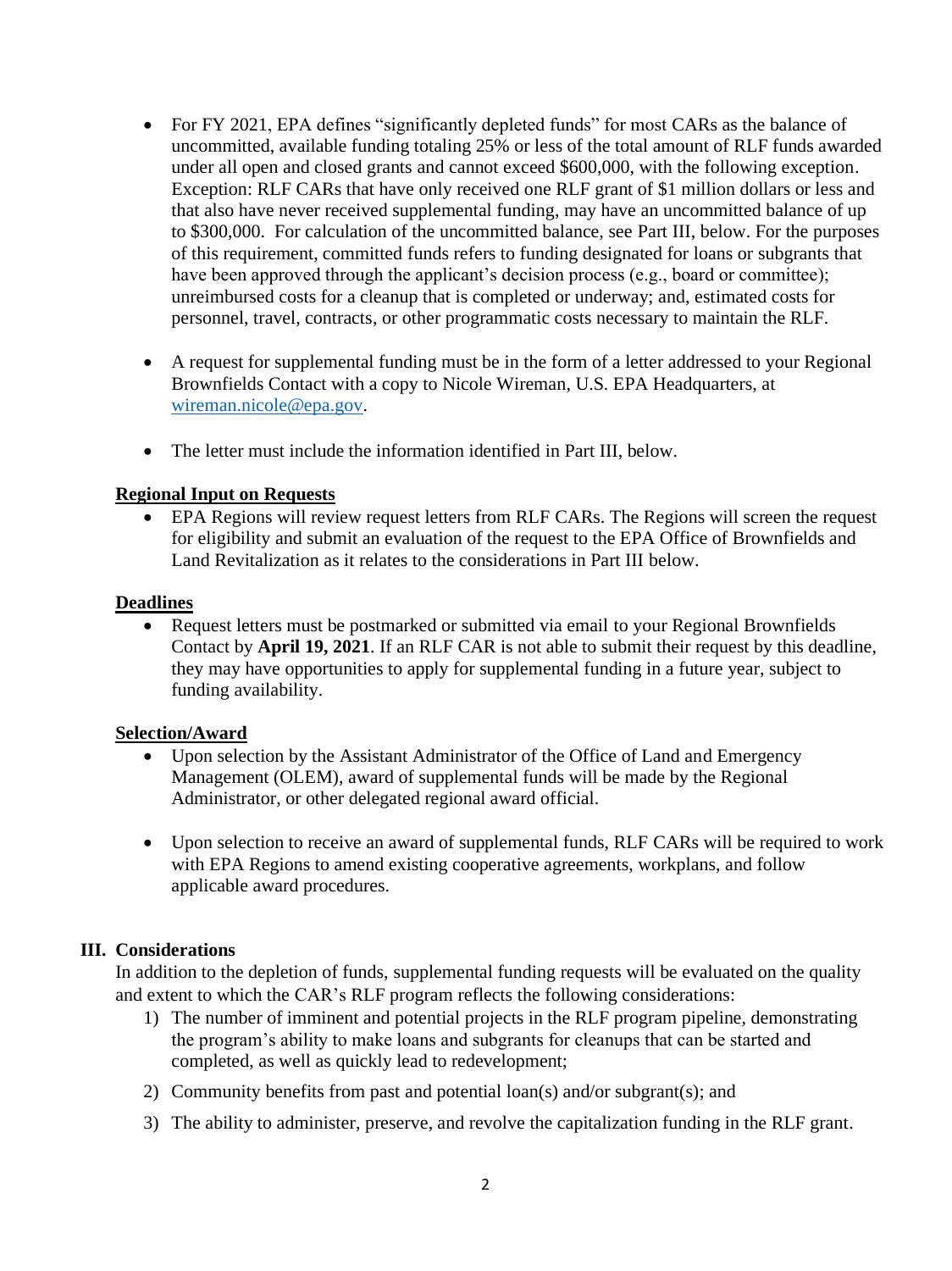- For FY 2021, EPA defines "significantly depleted funds" for most CARs as the balance of uncommitted, available funding totaling 25% or less of the total amount of RLF funds awarded under all open and closed grants and cannot exceed $600,000, with the following exception. Exception: RLF CARs that have only received one RLF grant of $1 million dollars or less and that also have never received supplemental funding, may have an uncommitted balance of up to $300,000. For calculation of the uncommitted balance, see Part III, below. For the purposes of this requirement, committed funds refers to funding designated for loans or subgrants that have been approved through the applicant's decision process (e.g., board or committee); unreimbursed costs for a cleanup that is completed or underway; and, estimated costs for personnel, travel, contracts, or other programmatic costs necessary to maintain the RLF.

- A request for supplemental funding must be in the form of a letter addressed to your Regional Brownfields Contact with a copy to Nicole Wireman, U.S. EPA Headquarters, at wireman.nicole@epa.gov.

- The letter must include the information identified in Part III, below.

**Regional Input on Requests**

- EPA Regions will review request letters from RLF CARs. The Regions will screen the request for eligibility and submit an evaluation of the request to the EPA Office of Brownfields and Land Revitalization as it relates to the considerations in Part III below.

**Deadlines**

- Request letters must be postmarked or submitted via email to your Regional Brownfields Contact by **April 19, 2021**. If an RLF CAR is not able to submit their request by this deadline, they may have opportunities to apply for supplemental funding in a future year, subject to funding availability.

**Selection/Award**

- Upon selection by the Assistant Administrator of the Office of Land and Emergency Management (OLEM), award of supplemental funds will be made by the Regional Administrator, or other delegated regional award official.

- Upon selection to receive an award of supplemental funds, RLF CARs will be required to work with EPA Regions to amend existing cooperative agreements, workplans, and follow applicable award procedures.

## III. Considerations

In addition to the depletion of funds, supplemental funding requests will be evaluated on the quality and extent to which the CAR's RLF program reflects the following considerations:

1) The number of imminent and potential projects in the RLF program pipeline, demonstrating the program's ability to make loans and subgrants for cleanups that can be started and completed, as well as quickly lead to redevelopment;
2) Community benefits from past and potential loan(s) and/or subgrant(s); and
3) The ability to administer, preserve, and revolve the capitalization funding in the RLF grant.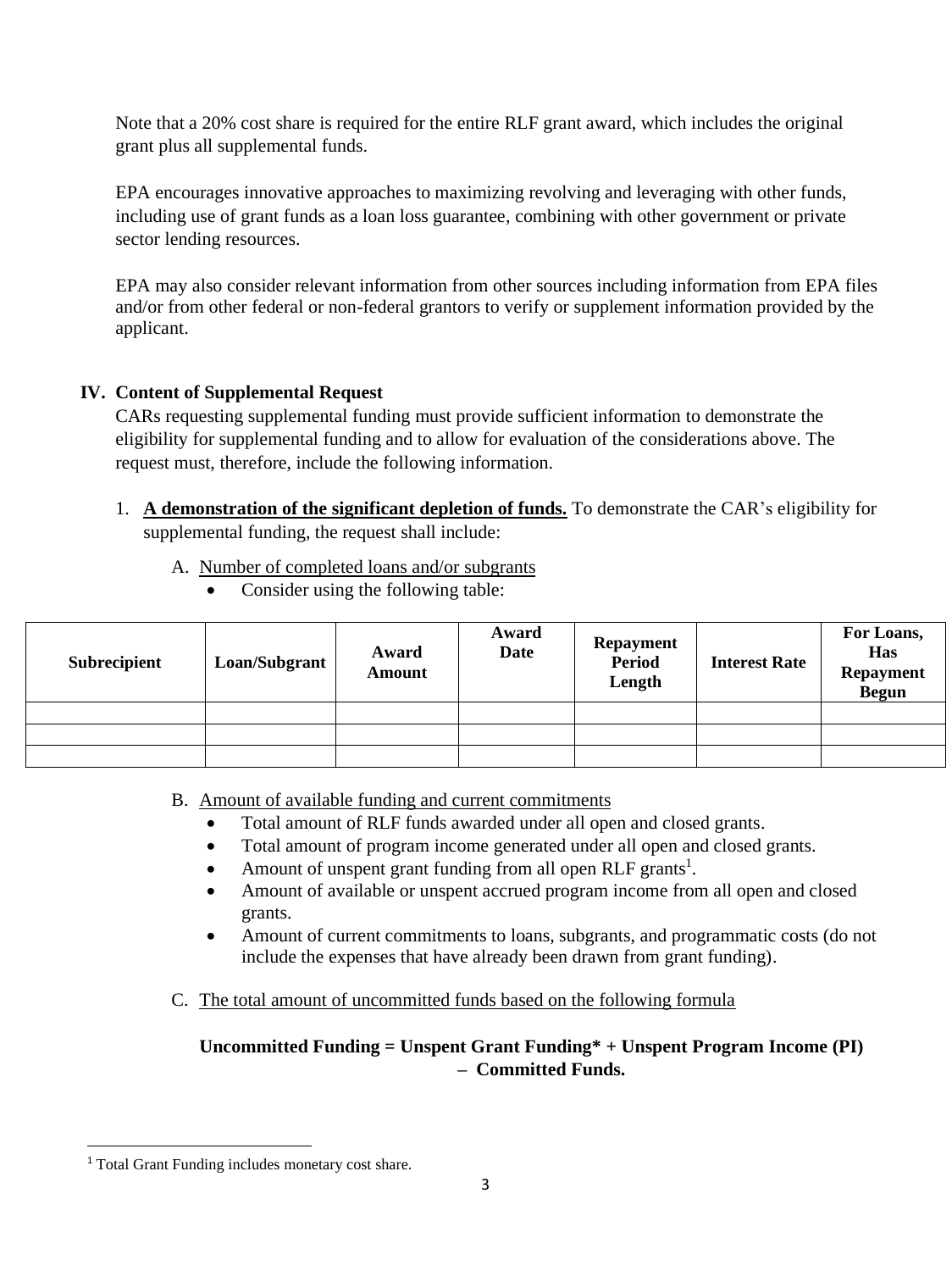Note that a 20% cost share is required for the entire RLF grant award, which includes the original grant plus all supplemental funds.

EPA encourages innovative approaches to maximizing revolving and leveraging with other funds, including use of grant funds as a loan loss guarantee, combining with other government or private sector lending resources.

EPA may also consider relevant information from other sources including information from EPA files and/or from other federal or non-federal grantors to verify or supplement information provided by the applicant.

## IV. Content of Supplemental Request

CARs requesting supplemental funding must provide sufficient information to demonstrate the eligibility for supplemental funding and to allow for evaluation of the considerations above. The request must, therefore, include the following information.

1. **A demonstration of the significant depletion of funds.** To demonstrate the CAR's eligibility for supplemental funding, the request shall include:

   A. Number of completed loans and/or subgrants
   - Consider using the following table:

| Subrecipient | Loan/Subgrant | Award Amount | Award Date | Repayment Period Length | Interest Rate | For Loans, Has Repayment Begun |
|---|---|---|---|---|---|---|
| | | | | | | |
| | | | | | | |
| | | | | | | |

   B. Amount of available funding and current commitments
   - Total amount of RLF funds awarded under all open and closed grants.
   - Total amount of program income generated under all open and closed grants.
   - Amount of unspent grant funding from all open RLF grants[1].
   - Amount of available or unspent accrued program income from all open and closed grants.
   - Amount of current commitments to loans, subgrants, and programmatic costs (do not include the expenses that have already been drawn from grant funding).

   C. The total amount of uncommitted funds based on the following formula

   **Uncommitted Funding = Unspent Grant Funding* + Unspent Program Income (PI) – Committed Funds.**

[1] Total Grant Funding includes monetary cost share.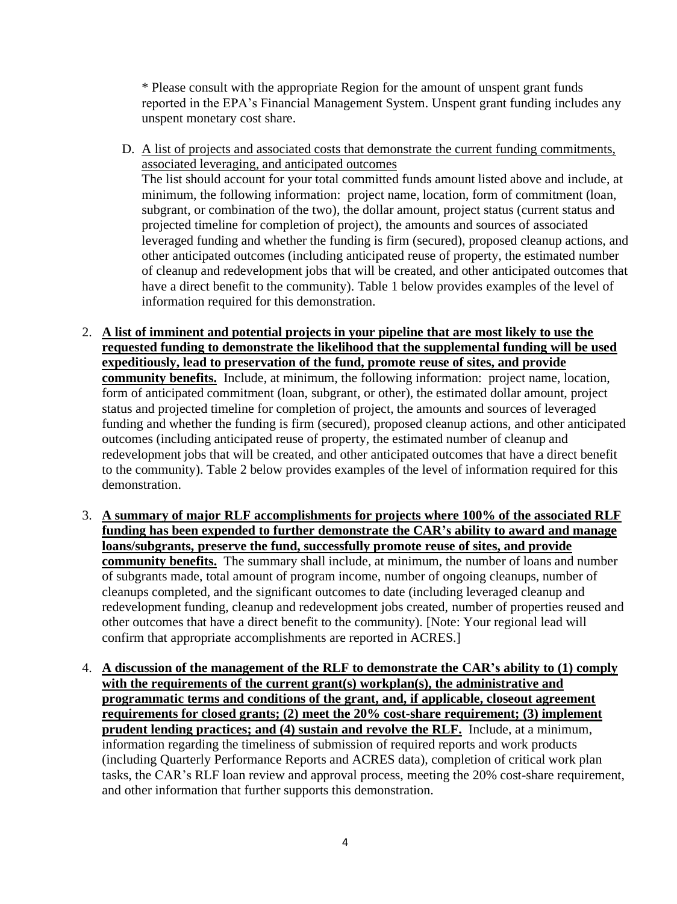* Please consult with the appropriate Region for the amount of unspent grant funds reported in the EPA's Financial Management System. Unspent grant funding includes any unspent monetary cost share.

D. A list of projects and associated costs that demonstrate the current funding commitments, associated leveraging, and anticipated outcomes
   The list should account for your total committed funds amount listed above and include, at minimum, the following information: project name, location, form of commitment (loan, subgrant, or combination of the two), the dollar amount, project status (current status and projected timeline for completion of project), the amounts and sources of associated leveraged funding and whether the funding is firm (secured), proposed cleanup actions, and other anticipated outcomes (including anticipated reuse of property, the estimated number of cleanup and redevelopment jobs that will be created, and other anticipated outcomes that have a direct benefit to the community). Table 1 below provides examples of the level of information required for this demonstration.

2. **A list of imminent and potential projects in your pipeline that are most likely to use the requested funding to demonstrate the likelihood that the supplemental funding will be used expeditiously, lead to preservation of the fund, promote reuse of sites, and provide community benefits.** Include, at minimum, the following information: project name, location, form of anticipated commitment (loan, subgrant, or other), the estimated dollar amount, project status and projected timeline for completion of project, the amounts and sources of leveraged funding and whether the funding is firm (secured), proposed cleanup actions, and other anticipated outcomes (including anticipated reuse of property, the estimated number of cleanup and redevelopment jobs that will be created, and other anticipated outcomes that have a direct benefit to the community). Table 2 below provides examples of the level of information required for this demonstration.

3. **A summary of major RLF accomplishments for projects where 100% of the associated RLF funding has been expended to further demonstrate the CAR's ability to award and manage loans/subgrants, preserve the fund, successfully promote reuse of sites, and provide community benefits.** The summary shall include, at minimum, the number of loans and number of subgrants made, total amount of program income, number of ongoing cleanups, number of cleanups completed, and the significant outcomes to date (including leveraged cleanup and redevelopment funding, cleanup and redevelopment jobs created, number of properties reused and other outcomes that have a direct benefit to the community). [Note: Your regional lead will confirm that appropriate accomplishments are reported in ACRES.]

4. **A discussion of the management of the RLF to demonstrate the CAR's ability to (1) comply with the requirements of the current grant(s) workplan(s), the administrative and programmatic terms and conditions of the grant, and, if applicable, closeout agreement requirements for closed grants; (2) meet the 20% cost-share requirement; (3) implement prudent lending practices; and (4) sustain and revolve the RLF.** Include, at a minimum, information regarding the timeliness of submission of required reports and work products (including Quarterly Performance Reports and ACRES data), completion of critical work plan tasks, the CAR's RLF loan review and approval process, meeting the 20% cost-share requirement, and other information that further supports this demonstration.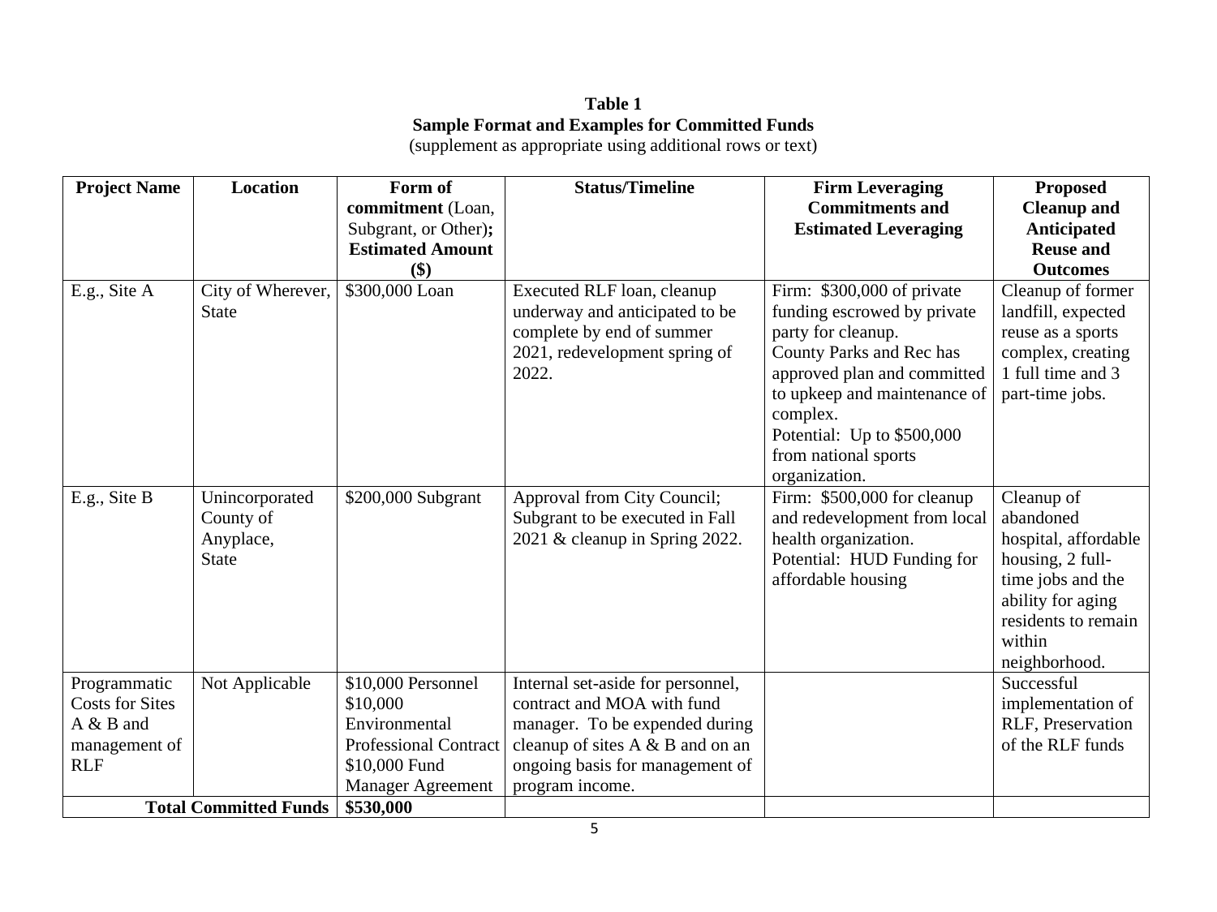**Table 1**
**Sample Format and Examples for Committed Funds**
(supplement as appropriate using additional rows or text)

| Project Name | Location | Form of commitment (Loan, Subgrant, or Other); Estimated Amount ($) | Status/Timeline | Firm Leveraging Commitments and Estimated Leveraging | Proposed Cleanup and Anticipated Reuse and Outcomes |
|---|---|---|---|---|---|
| E.g., Site A | City of Wherever, State | $300,000 Loan | Executed RLF loan, cleanup underway and anticipated to be complete by end of summer 2021, redevelopment spring of 2022. | Firm: $300,000 of private funding escrowed by private party for cleanup. County Parks and Rec has approved plan and committed to upkeep and maintenance of complex. Potential: Up to $500,000 from national sports organization. | Cleanup of former landfill, expected reuse as a sports complex, creating 1 full time and 3 part-time jobs. |
| E.g., Site B | Unincorporated County of Anyplace, State | $200,000 Subgrant | Approval from City Council; Subgrant to be executed in Fall 2021 & cleanup in Spring 2022. | Firm: $500,000 for cleanup and redevelopment from local health organization. Potential: HUD Funding for affordable housing | Cleanup of abandoned hospital, affordable housing, 2 full-time jobs and the ability for aging residents to remain within neighborhood. |
| Programmatic Costs for Sites A & B and management of RLF | Not Applicable | $10,000 Personnel $10,000 Environmental Professional Contract $10,000 Fund Manager Agreement | Internal set-aside for personnel, contract and MOA with fund manager. To be expended during cleanup of sites A & B and on an ongoing basis for management of program income. | | Successful implementation of RLF, Preservation of the RLF funds |
| **Total Committed Funds** | | **$530,000** | | | |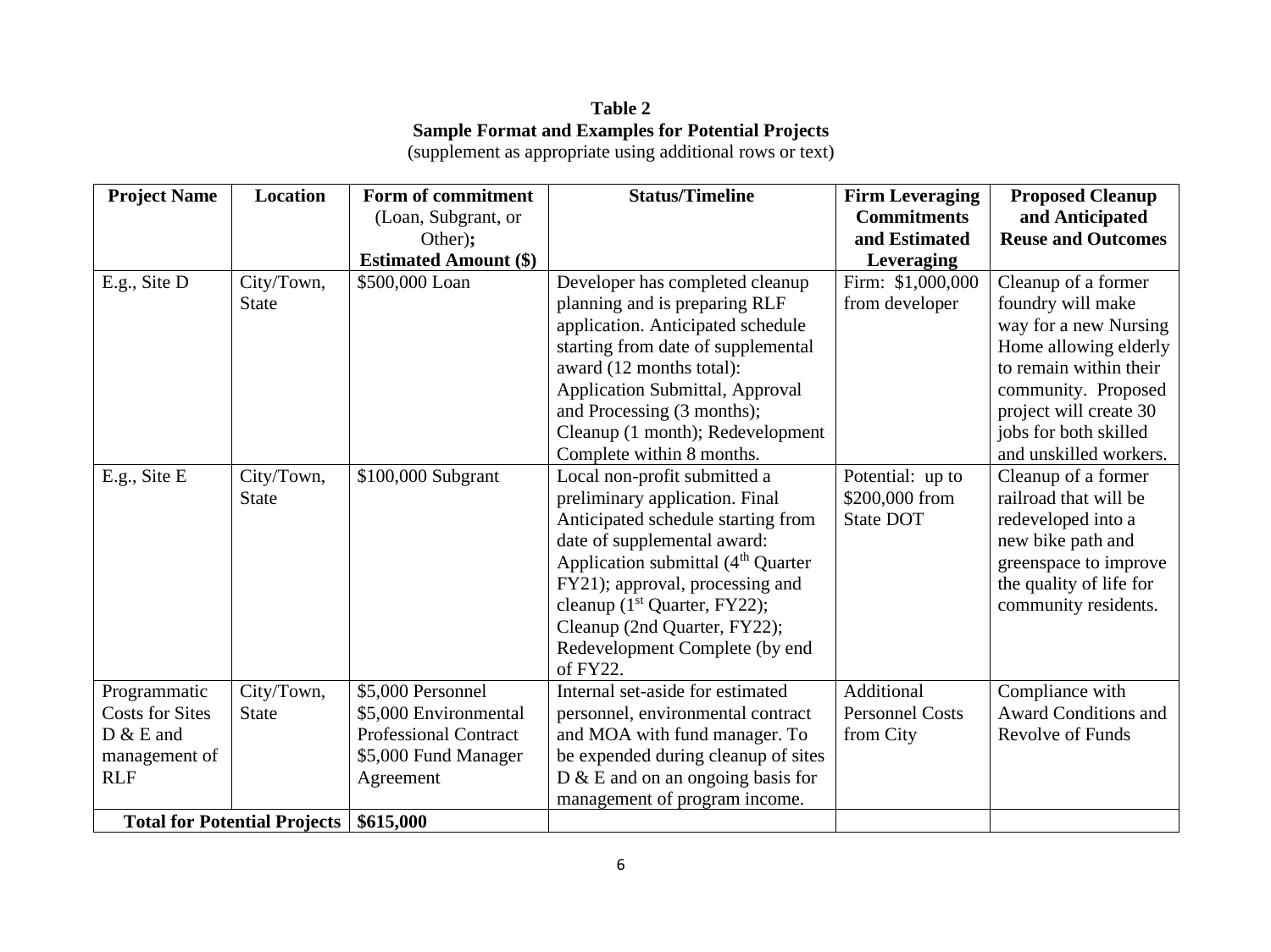**Table 2**
**Sample Format and Examples for Potential Projects**
(supplement as appropriate using additional rows or text)

| **Project Name** | **Location** | **Form of commitment** (Loan, Subgrant, or Other)**; Estimated Amount ($)** | **Status/Timeline** | **Firm Leveraging Commitments and Estimated Leveraging** | **Proposed Cleanup and Anticipated Reuse and Outcomes** |
|---|---|---|---|---|---|
| E.g., Site D | City/Town, State | $500,000 Loan | Developer has completed cleanup planning and is preparing RLF application. Anticipated schedule starting from date of supplemental award (12 months total): Application Submittal, Approval and Processing (3 months); Cleanup (1 month); Redevelopment Complete within 8 months. | Firm: $1,000,000 from developer | Cleanup of a former foundry will make way for a new Nursing Home allowing elderly to remain within their community. Proposed project will create 30 jobs for both skilled and unskilled workers. |
| E.g., Site E | City/Town, State | $100,000 Subgrant | Local non-profit submitted a preliminary application. Final Anticipated schedule starting from date of supplemental award: Application submittal (4th Quarter FY21); approval, processing and cleanup (1st Quarter, FY22); Cleanup (2nd Quarter, FY22); Redevelopment Complete (by end of FY22. | Potential: up to $200,000 from State DOT | Cleanup of a former railroad that will be redeveloped into a new bike path and greenspace to improve the quality of life for community residents. |
| Programmatic Costs for Sites D & E and management of RLF | City/Town, State | $5,000 Personnel $5,000 Environmental Professional Contract $5,000 Fund Manager Agreement | Internal set-aside for estimated personnel, environmental contract and MOA with fund manager. To be expended during cleanup of sites D & E and on an ongoing basis for management of program income. | Additional Personnel Costs from City | Compliance with Award Conditions and Revolve of Funds |
| **Total for Potential Projects** | | **$615,000** | | | |